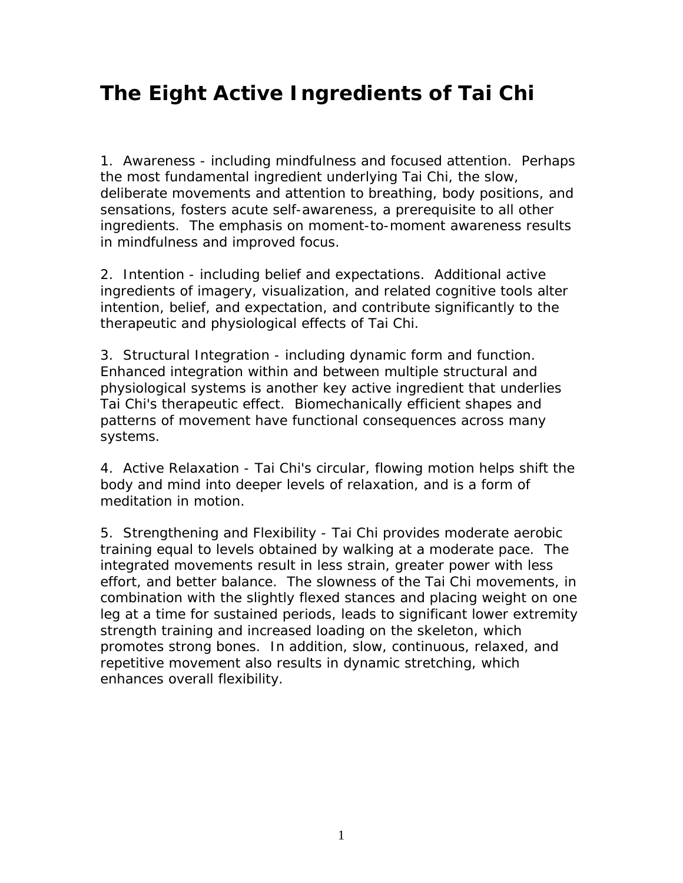# The Eight Active Ingredients of Tai Chi

1. Awareness - including mindfulness and focused attention. Perhaps the most fundamental ingredient underlying Tai Chi, the slow, deliberate movements and attention to breathing, body positions, and sensations, fosters acute self-awareness, a prerequisite to all other ingredients. The emphasis on moment-to-moment awareness results in mindfulness and improved focus.

2. Intention - including belief and expectations. Additional active ingredients of imagery, visualization, and related cognitive tools alter intention, belief, and expectation, and contribute significantly to the therapeutic and physiological effects of Tai Chi.

3. Structural Integration - including dynamic form and function. Enhanced integration within and between multiple structural and physiological systems is another key active ingredient that underlies Tai Chi's therapeutic effect. Biomechanically efficient shapes and patterns of movement have functional consequences across many systems.

4. Active Relaxation - Tai Chi's circular, flowing motion helps shift the body and mind into deeper levels of relaxation, and is a form of meditation in motion.

5. Strengthening and Flexibility - Tai Chi provides moderate aerobic training equal to levels obtained by walking at a moderate pace. The integrated movements result in less strain, greater power with less effort, and better balance. The slowness of the Tai Chi movements, in combination with the slightly flexed stances and placing weight on one leg at a time for sustained periods, leads to significant lower extremity strength training and increased loading on the skeleton, which promotes strong bones. In addition, slow, continuous, relaxed, and repetitive movement also results in dynamic stretching, which enhances overall flexibility.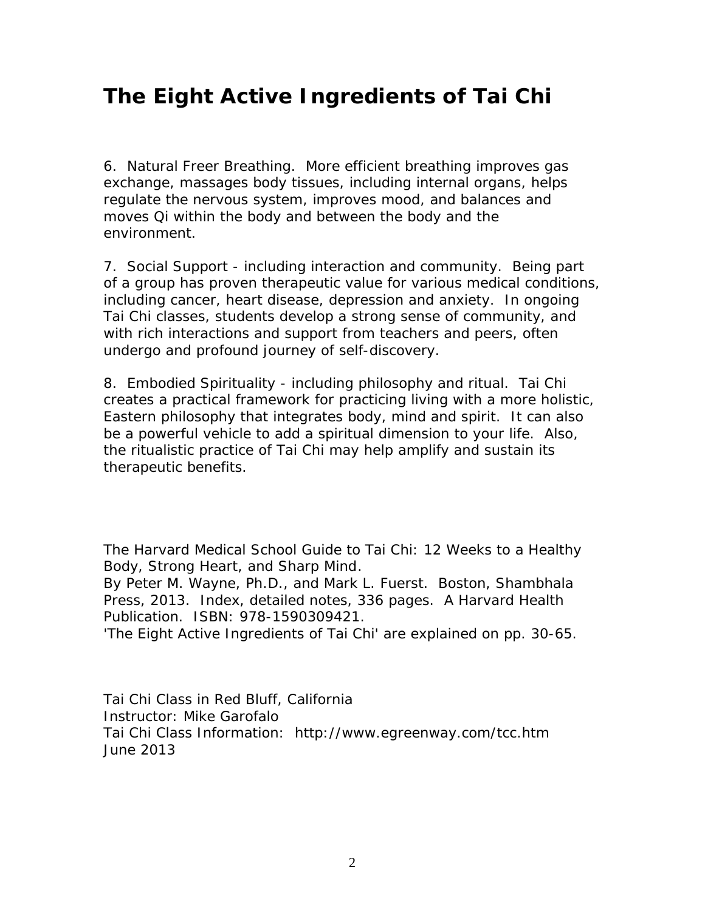# The Eight Active Ingredients of Tai Chi

6. Natural Freer Breathing. More efficient breathing improves gas exchange, massages body tissues, including internal organs, helps regulate the nervous system, improves mood, and balances and moves Qi within the body and between the body and the environment.

7. Social Support - including interaction and community. Being part of a group has proven therapeutic value for various medical conditions, including cancer, heart disease, depression and anxiety. In ongoing Tai Chi classes, students develop a strong sense of community, and with rich interactions and support from teachers and peers, often undergo and profound journey of self-discovery.

8. Embodied Spirituality - including philosophy and ritual. Tai Chi creates a practical framework for practicing living with a more holistic, Eastern philosophy that integrates body, mind and spirit. It can also be a powerful vehicle to add a spiritual dimension to your life. Also, the ritualistic practice of Tai Chi may help amplify and sustain its therapeutic benefits.

The Harvard Medical School Guide to Tai Chi: 12 Weeks to a Healthy Body, Strong Heart, and Sharp Mind.
By Peter M. Wayne, Ph.D., and Mark L. Fuerst. Boston, Shambhala Press, 2013. Index, detailed notes, 336 pages. A Harvard Health Publication. ISBN: 978-1590309421.
'The Eight Active Ingredients of Tai Chi' are explained on pp. 30-65.

Tai Chi Class in Red Bluff, California
Instructor: Mike Garofalo
Tai Chi Class Information: http://www.egreenway.com/tcc.htm
June 2013